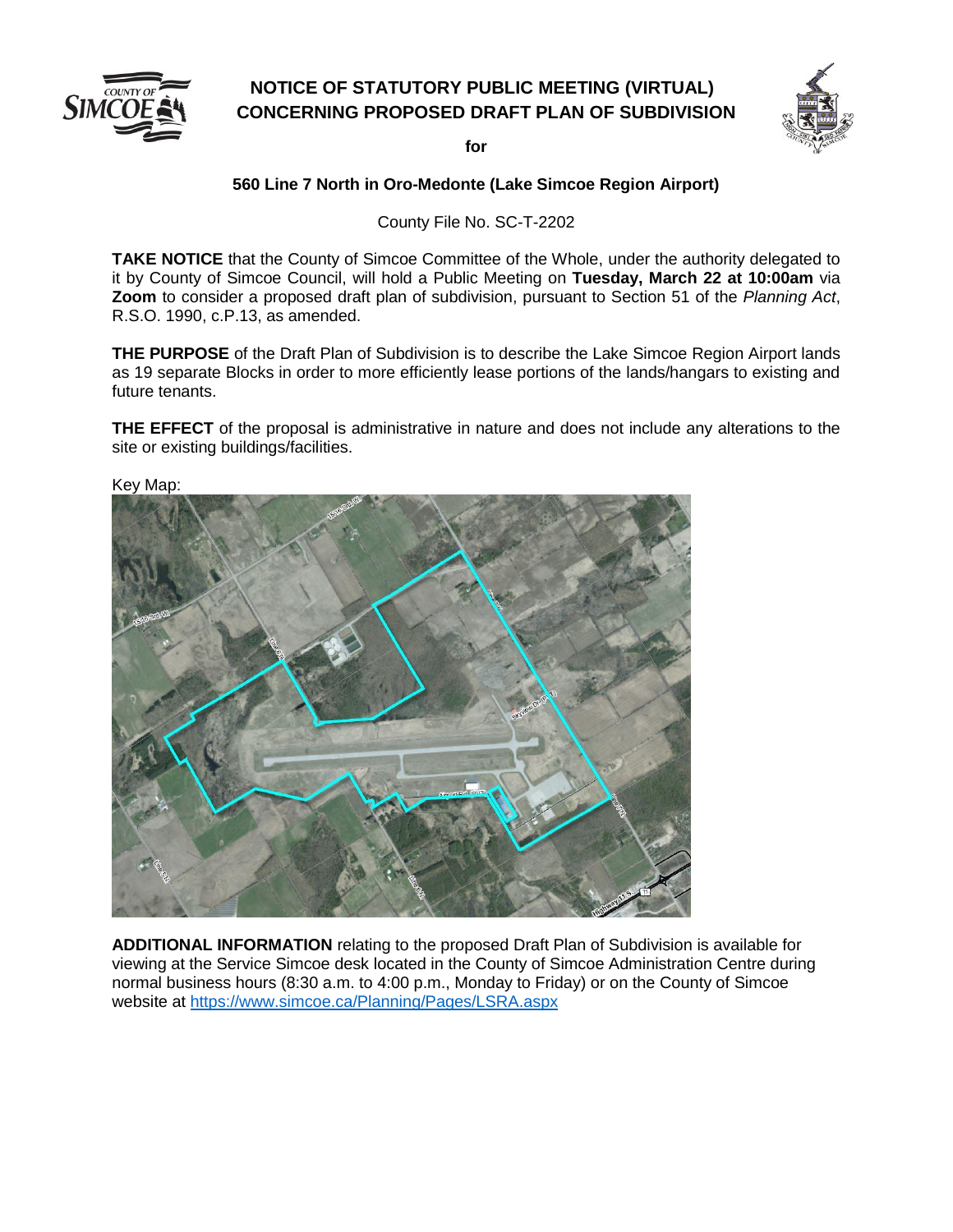# NOTICE OF STATUTORY PUBLIC MEETING (VIRTUAL) CONCERNING PROPOSED DRAFT PLAN OF SUBDIVISION

**for**

**560 Line 7 North in Oro-Medonte (Lake Simcoe Region Airport)**

County File No. SC-T-2202

**TAKE NOTICE** that the County of Simcoe Committee of the Whole, under the authority delegated to it by County of Simcoe Council, will hold a Public Meeting on **Tuesday, March 22 at 10:00am** via **Zoom** to consider a proposed draft plan of subdivision, pursuant to Section 51 of the *Planning Act*, R.S.O. 1990, c.P.13, as amended.

**THE PURPOSE** of the Draft Plan of Subdivision is to describe the Lake Simcoe Region Airport lands as 19 separate Blocks in order to more efficiently lease portions of the lands/hangars to existing and future tenants.

**THE EFFECT** of the proposal is administrative in nature and does not include any alterations to the site or existing buildings/facilities.

Key Map:

**ADDITIONAL INFORMATION** relating to the proposed Draft Plan of Subdivision is available for viewing at the Service Simcoe desk located in the County of Simcoe Administration Centre during normal business hours (8:30 a.m. to 4:00 p.m., Monday to Friday) or on the County of Simcoe website at https://www.simcoe.ca/Planning/Pages/LSRA.aspx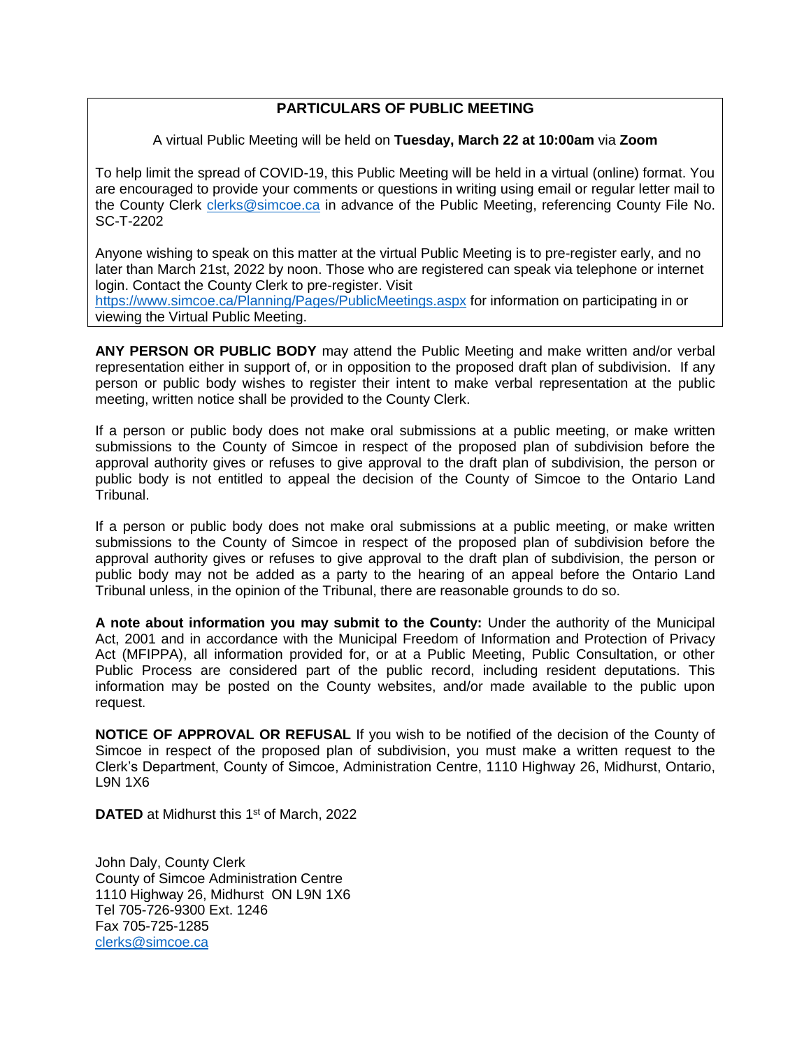**PARTICULARS OF PUBLIC MEETING**

A virtual Public Meeting will be held on **Tuesday, March 22 at 10:00am** via **Zoom**

To help limit the spread of COVID-19, this Public Meeting will be held in a virtual (online) format. You are encouraged to provide your comments or questions in writing using email or regular letter mail to the County Clerk clerks@simcoe.ca in advance of the Public Meeting, referencing County File No. SC-T-2202

Anyone wishing to speak on this matter at the virtual Public Meeting is to pre-register early, and no later than March 21st, 2022 by noon. Those who are registered can speak via telephone or internet login. Contact the County Clerk to pre-register. Visit https://www.simcoe.ca/Planning/Pages/PublicMeetings.aspx for information on participating in or viewing the Virtual Public Meeting.

**ANY PERSON OR PUBLIC BODY** may attend the Public Meeting and make written and/or verbal representation either in support of, or in opposition to the proposed draft plan of subdivision. If any person or public body wishes to register their intent to make verbal representation at the public meeting, written notice shall be provided to the County Clerk.

If a person or public body does not make oral submissions at a public meeting, or make written submissions to the County of Simcoe in respect of the proposed plan of subdivision before the approval authority gives or refuses to give approval to the draft plan of subdivision, the person or public body is not entitled to appeal the decision of the County of Simcoe to the Ontario Land Tribunal.

If a person or public body does not make oral submissions at a public meeting, or make written submissions to the County of Simcoe in respect of the proposed plan of subdivision before the approval authority gives or refuses to give approval to the draft plan of subdivision, the person or public body may not be added as a party to the hearing of an appeal before the Ontario Land Tribunal unless, in the opinion of the Tribunal, there are reasonable grounds to do so.

**A note about information you may submit to the County:** Under the authority of the Municipal Act, 2001 and in accordance with the Municipal Freedom of Information and Protection of Privacy Act (MFIPPA), all information provided for, or at a Public Meeting, Public Consultation, or other Public Process are considered part of the public record, including resident deputations. This information may be posted on the County websites, and/or made available to the public upon request.

**NOTICE OF APPROVAL OR REFUSAL** If you wish to be notified of the decision of the County of Simcoe in respect of the proposed plan of subdivision, you must make a written request to the Clerk's Department, County of Simcoe, Administration Centre, 1110 Highway 26, Midhurst, Ontario, L9N 1X6

**DATED** at Midhurst this 1st of March, 2022

John Daly, County Clerk
County of Simcoe Administration Centre
1110 Highway 26, Midhurst ON L9N 1X6
Tel 705-726-9300 Ext. 1246
Fax 705-725-1285
clerks@simcoe.ca